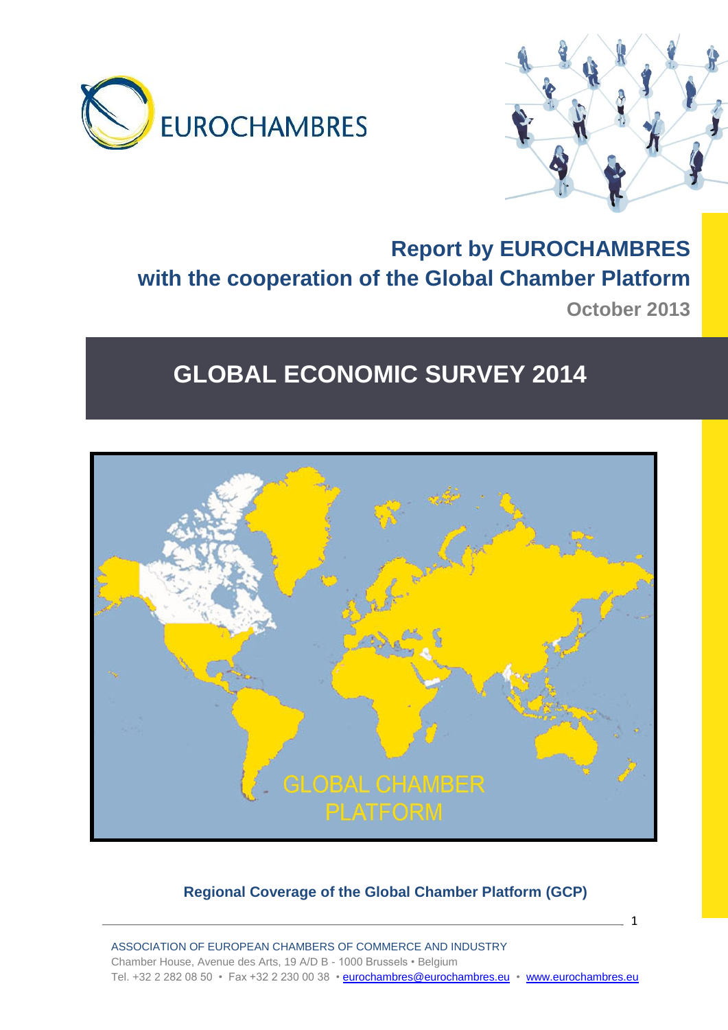EUROCHAMBRES

**Report by EUROCHAMBRES**
**with the cooperation of the Global Chamber Platform**

**October 2013**

# GLOBAL ECONOMIC SURVEY 2014

GLOBAL CHAMBER PLATFORM

**Regional Coverage of the Global Chamber Platform (GCP)**

ASSOCIATION OF EUROPEAN CHAMBERS OF COMMERCE AND INDUSTRY
Chamber House, Avenue des Arts, 19 A/D B - 1000 Brussels • Belgium
Tel. +32 2 282 08 50 • Fax +32 2 230 00 38 • eurochambres@eurochambres.eu • www.eurochambres.eu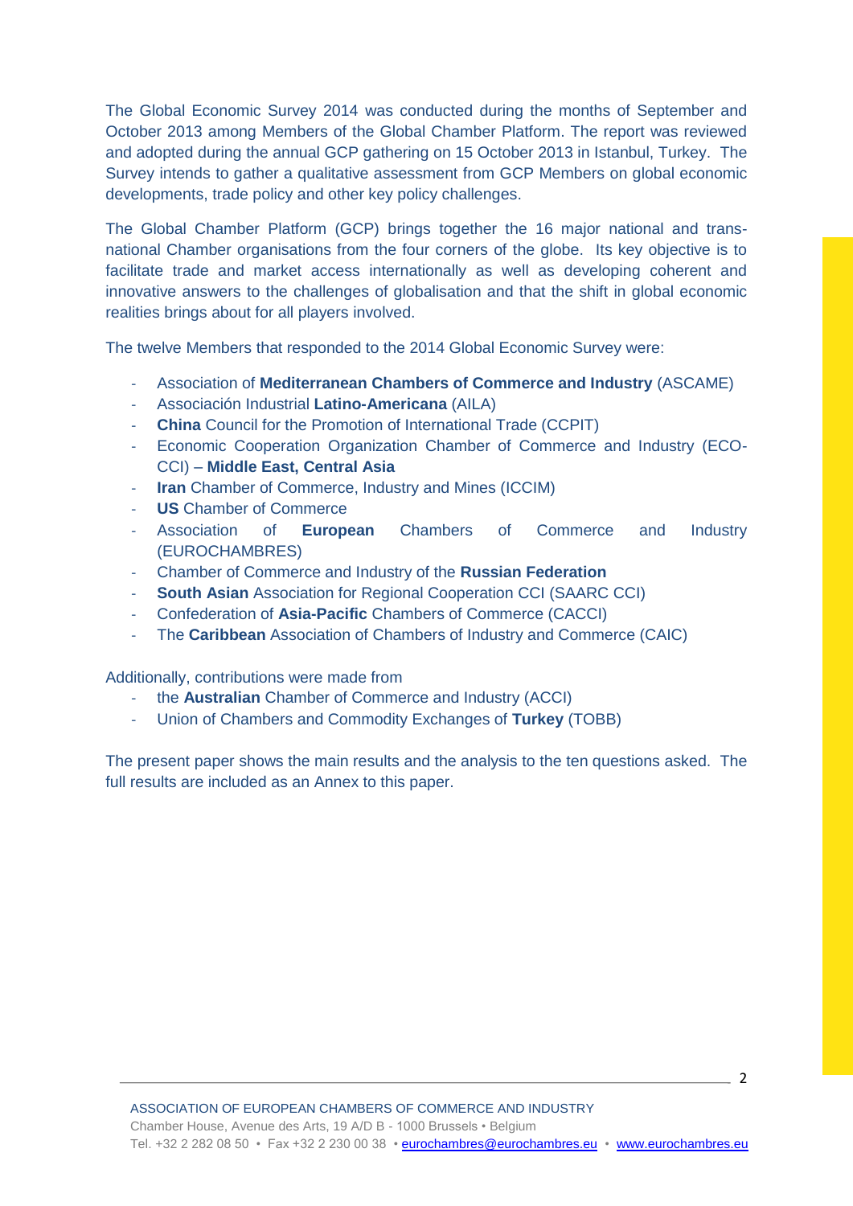The Global Economic Survey 2014 was conducted during the months of September and October 2013 among Members of the Global Chamber Platform. The report was reviewed and adopted during the annual GCP gathering on 15 October 2013 in Istanbul, Turkey. The Survey intends to gather a qualitative assessment from GCP Members on global economic developments, trade policy and other key policy challenges.

The Global Chamber Platform (GCP) brings together the 16 major national and trans-national Chamber organisations from the four corners of the globe. Its key objective is to facilitate trade and market access internationally as well as developing coherent and innovative answers to the challenges of globalisation and that the shift in global economic realities brings about for all players involved.

The twelve Members that responded to the 2014 Global Economic Survey were:

- Association of **Mediterranean Chambers of Commerce and Industry** (ASCAME)
- Associación Industrial **Latino-Americana** (AILA)
- **China** Council for the Promotion of International Trade (CCPIT)
- Economic Cooperation Organization Chamber of Commerce and Industry (ECO-CCI) – **Middle East, Central Asia**
- **Iran** Chamber of Commerce, Industry and Mines (ICCIM)
- **US** Chamber of Commerce
- Association of **European** Chambers of Commerce and Industry (EUROCHAMBRES)
- Chamber of Commerce and Industry of the **Russian Federation**
- **South Asian** Association for Regional Cooperation CCI (SAARC CCI)
- Confederation of **Asia-Pacific** Chambers of Commerce (CACCI)
- The **Caribbean** Association of Chambers of Industry and Commerce (CAIC)

Additionally, contributions were made from

- the **Australian** Chamber of Commerce and Industry (ACCI)
- Union of Chambers and Commodity Exchanges of **Turkey** (TOBB)

The present paper shows the main results and the analysis to the ten questions asked. The full results are included as an Annex to this paper.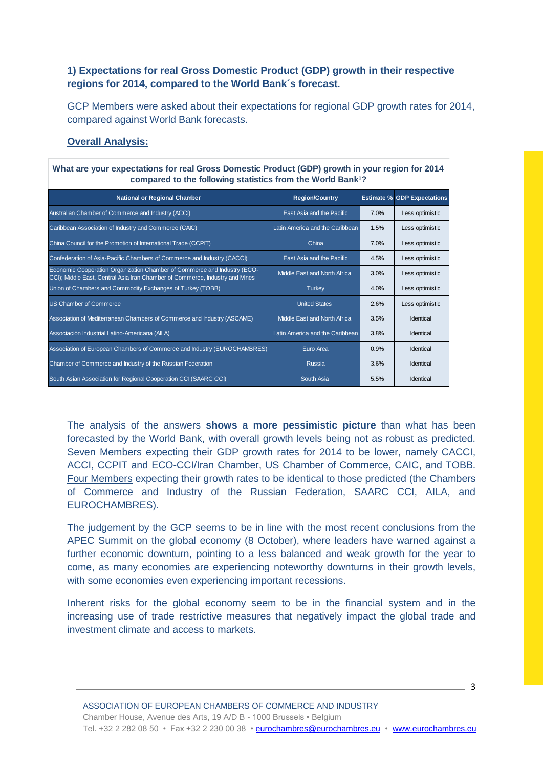### 1) Expectations for real Gross Domestic Product (GDP) growth in their respective regions for 2014, compared to the World Bank´s forecast.

GCP Members were asked about their expectations for regional GDP growth rates for 2014, compared against World Bank forecasts.

**Overall Analysis:**

**What are your expectations for real Gross Domestic Product (GDP) growth in your region for 2014 compared to the following statistics from the World Bank[1]?**

| National or Regional Chamber | Region/Country | Estimate % | GDP Expectations |
|---|---|---|---|
| Australian Chamber of Commerce and Industry (ACCI) | East Asia and the Pacific | 7.0% | Less optimistic |
| Caribbean Association of Industry and Commerce (CAIC) | Latin America and the Caribbean | 1.5% | Less optimistic |
| China Council for the Promotion of International Trade (CCPIT) | China | 7.0% | Less optimistic |
| Confederation of Asia-Pacific Chambers of Commerce and Industry (CACCI) | East Asia and the Pacific | 4.5% | Less optimistic |
| Economic Cooperation Organization Chamber of Commerce and Industry (ECO-CCI); Middle East, Central Asia Iran Chamber of Commerce, Industry and Mines | Middle East and North Africa | 3.0% | Less optimistic |
| Union of Chambers and Commodity Exchanges of Turkey (TOBB) | Turkey | 4.0% | Less optimistic |
| US Chamber of Commerce | United States | 2.6% | Less optimistic |
| Association of Mediterranean Chambers of Commerce and Industry (ASCAME) | Middle East and North Africa | 3.5% | Identical |
| Associación Industrial Latino-Americana (AILA) | Latin America and the Caribbean | 3.8% | Identical |
| Association of European Chambers of Commerce and Industry (EUROCHAMBRES) | Euro Area | 0.9% | Identical |
| Chamber of Commerce and Industry of the Russian Federation | Russia | 3.6% | Identical |
| South Asian Association for Regional Cooperation CCI (SAARC CCI) | South Asia | 5.5% | Identical |

The analysis of the answers **shows a more pessimistic picture** than what has been forecasted by the World Bank, with overall growth levels being not as robust as predicted. Seven Members expecting their GDP growth rates for 2014 to be lower, namely CACCI, ACCI, CCPIT and ECO-CCI/Iran Chamber, US Chamber of Commerce, CAIC, and TOBB. Four Members expecting their growth rates to be identical to those predicted (the Chambers of Commerce and Industry of the Russian Federation, SAARC CCI, AILA, and EUROCHAMBRES).

The judgement by the GCP seems to be in line with the most recent conclusions from the APEC Summit on the global economy (8 October), where leaders have warned against a further economic downturn, pointing to a less balanced and weak growth for the year to come, as many economies are experiencing noteworthy downturns in their growth levels, with some economies even experiencing important recessions.

Inherent risks for the global economy seem to be in the financial system and in the increasing use of trade restrictive measures that negatively impact the global trade and investment climate and access to markets.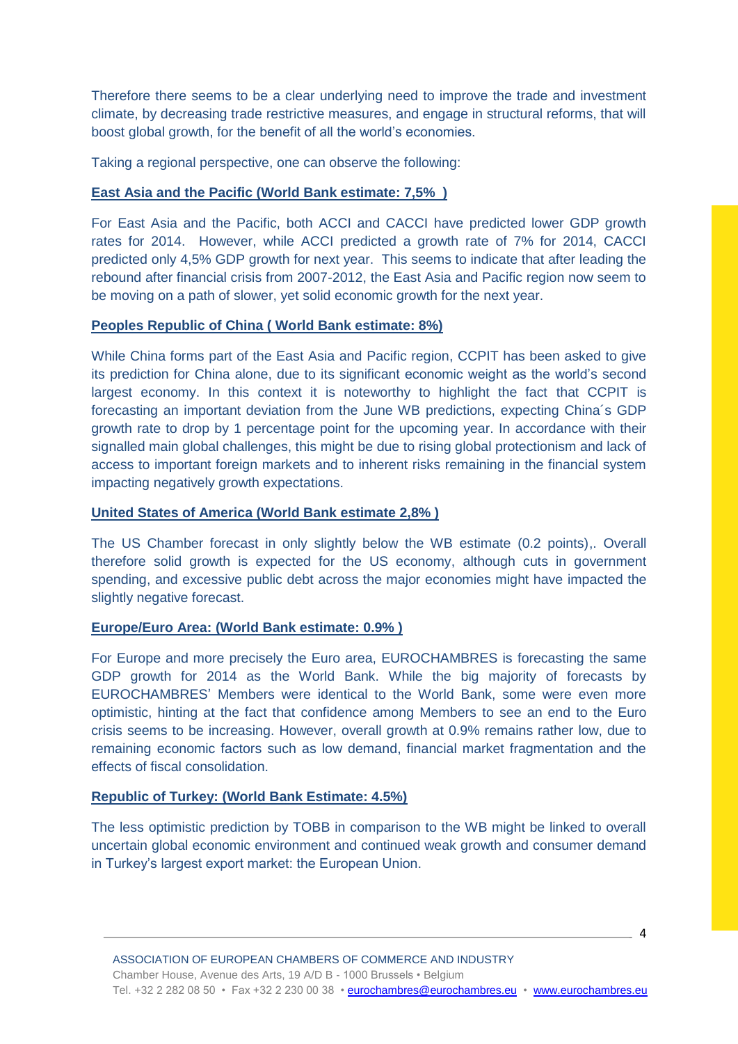Therefore there seems to be a clear underlying need to improve the trade and investment climate, by decreasing trade restrictive measures, and engage in structural reforms, that will boost global growth, for the benefit of all the world's economies.

Taking a regional perspective, one can observe the following:

**East Asia and the Pacific (World Bank estimate: 7,5% )**

For East Asia and the Pacific, both ACCI and CACCI have predicted lower GDP growth rates for 2014. However, while ACCI predicted a growth rate of 7% for 2014, CACCI predicted only 4,5% GDP growth for next year. This seems to indicate that after leading the rebound after financial crisis from 2007-2012, the East Asia and Pacific region now seem to be moving on a path of slower, yet solid economic growth for the next year.

**Peoples Republic of China ( World Bank estimate: 8%)**

While China forms part of the East Asia and Pacific region, CCPIT has been asked to give its prediction for China alone, due to its significant economic weight as the world's second largest economy. In this context it is noteworthy to highlight the fact that CCPIT is forecasting an important deviation from the June WB predictions, expecting China´s GDP growth rate to drop by 1 percentage point for the upcoming year. In accordance with their signalled main global challenges, this might be due to rising global protectionism and lack of access to important foreign markets and to inherent risks remaining in the financial system impacting negatively growth expectations.

**United States of America (World Bank estimate 2,8% )**

The US Chamber forecast in only slightly below the WB estimate (0.2 points),. Overall therefore solid growth is expected for the US economy, although cuts in government spending, and excessive public debt across the major economies might have impacted the slightly negative forecast.

**Europe/Euro Area: (World Bank estimate: 0.9% )**

For Europe and more precisely the Euro area, EUROCHAMBRES is forecasting the same GDP growth for 2014 as the World Bank. While the big majority of forecasts by EUROCHAMBRES' Members were identical to the World Bank, some were even more optimistic, hinting at the fact that confidence among Members to see an end to the Euro crisis seems to be increasing. However, overall growth at 0.9% remains rather low, due to remaining economic factors such as low demand, financial market fragmentation and the effects of fiscal consolidation.

**Republic of Turkey: (World Bank Estimate: 4.5%)**

The less optimistic prediction by TOBB in comparison to the WB might be linked to overall uncertain global economic environment and continued weak growth and consumer demand in Turkey's largest export market: the European Union.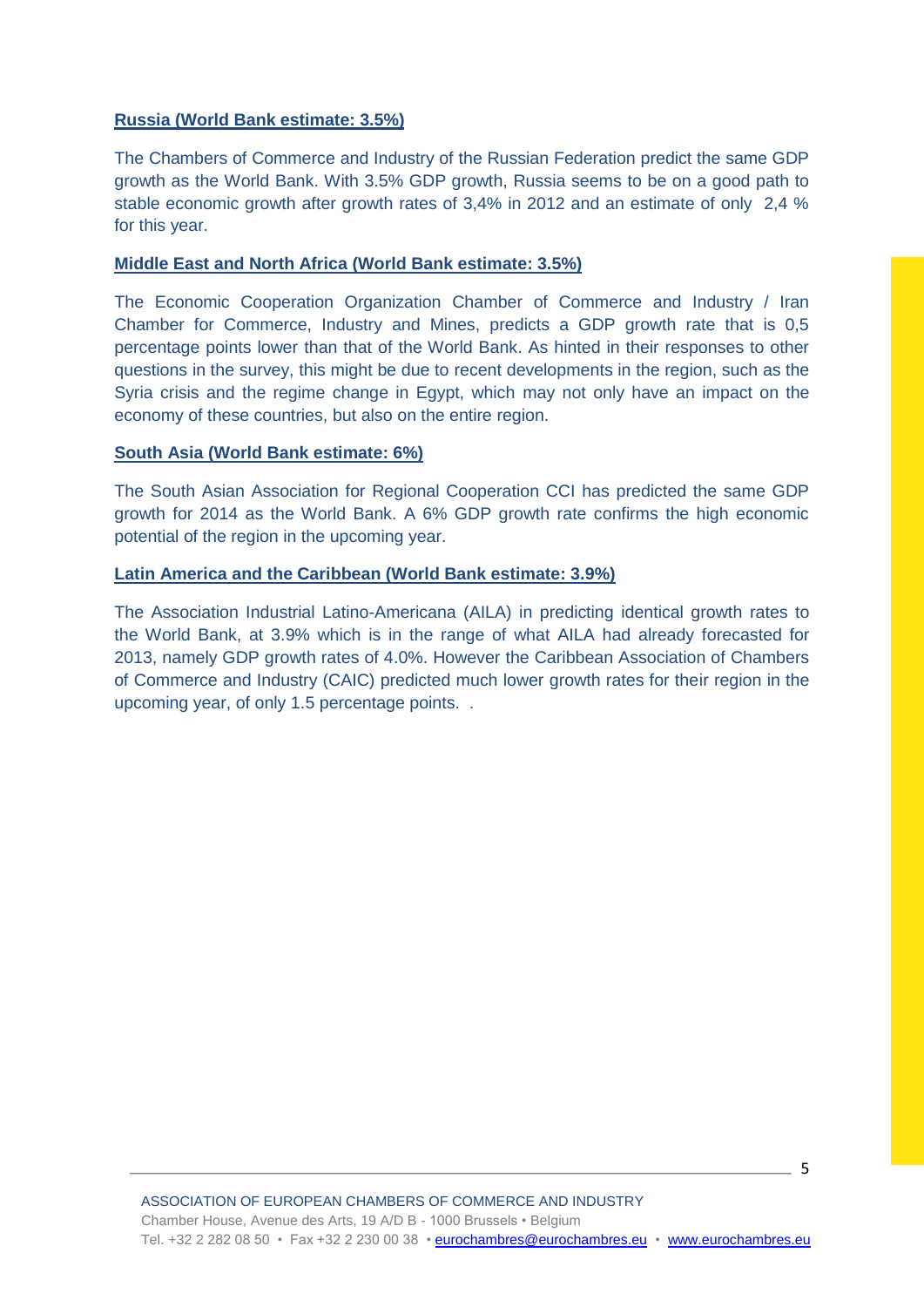**Russia (World Bank estimate: 3.5%)**

The Chambers of Commerce and Industry of the Russian Federation predict the same GDP growth as the World Bank. With 3.5% GDP growth, Russia seems to be on a good path to stable economic growth after growth rates of 3,4% in 2012 and an estimate of only 2,4 % for this year.

**Middle East and North Africa (World Bank estimate: 3.5%)**

The Economic Cooperation Organization Chamber of Commerce and Industry / Iran Chamber for Commerce, Industry and Mines, predicts a GDP growth rate that is 0,5 percentage points lower than that of the World Bank. As hinted in their responses to other questions in the survey, this might be due to recent developments in the region, such as the Syria crisis and the regime change in Egypt, which may not only have an impact on the economy of these countries, but also on the entire region.

**South Asia (World Bank estimate: 6%)**

The South Asian Association for Regional Cooperation CCI has predicted the same GDP growth for 2014 as the World Bank. A 6% GDP growth rate confirms the high economic potential of the region in the upcoming year.

**Latin America and the Caribbean (World Bank estimate: 3.9%)**

The Association Industrial Latino-Americana (AILA) in predicting identical growth rates to the World Bank, at 3.9% which is in the range of what AILA had already forecasted for 2013, namely GDP growth rates of 4.0%. However the Caribbean Association of Chambers of Commerce and Industry (CAIC) predicted much lower growth rates for their region in the upcoming year, of only 1.5 percentage points. .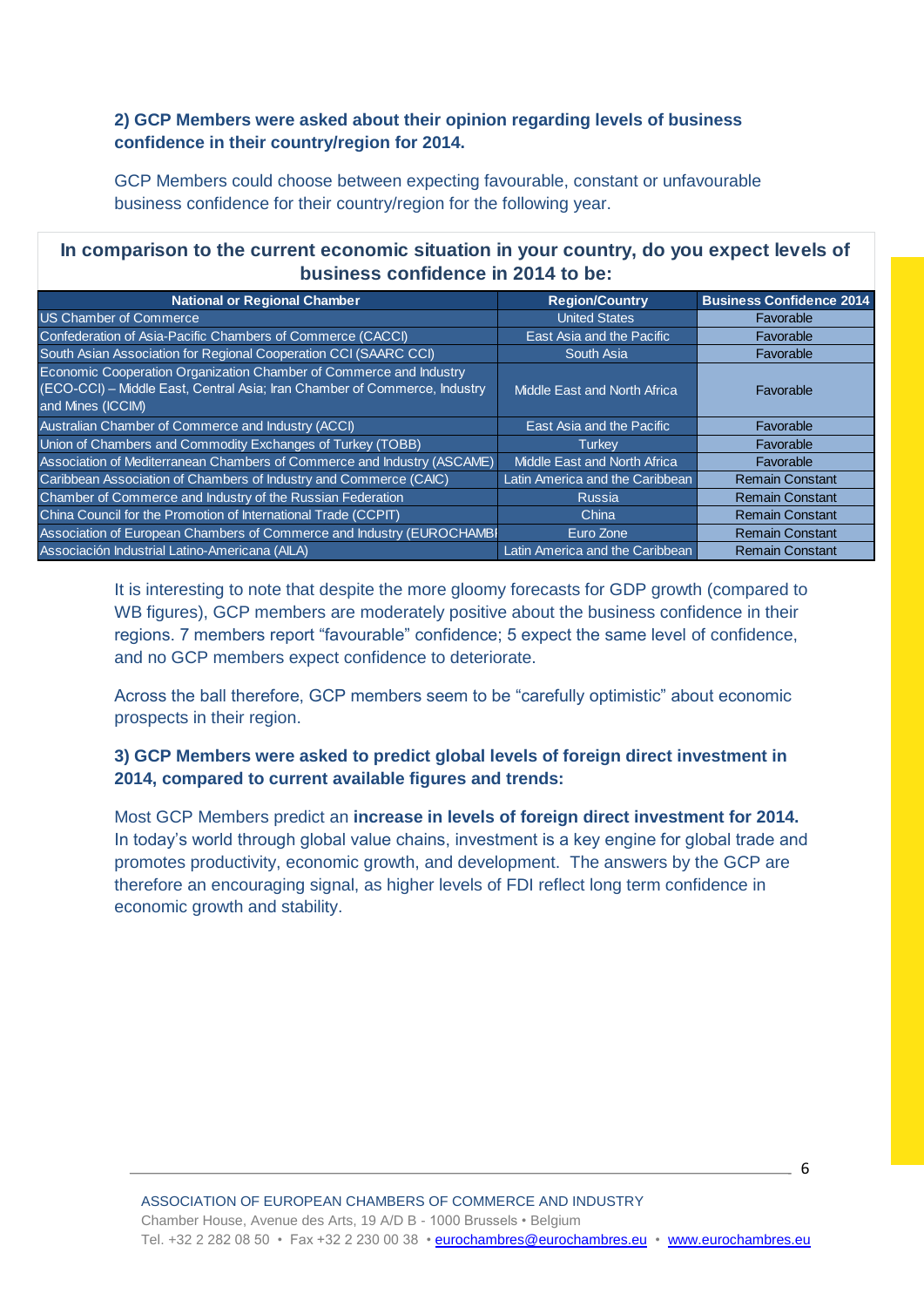**2) GCP Members were asked about their opinion regarding levels of business confidence in their country/region for 2014.**

GCP Members could choose between expecting favourable, constant or unfavourable business confidence for their country/region for the following year.

**In comparison to the current economic situation in your country, do you expect levels of business confidence in 2014 to be:**

| National or Regional Chamber | Region/Country | Business Confidence 2014 |
|---|---|---|
| US Chamber of Commerce | United States | Favorable |
| Confederation of Asia-Pacific Chambers of Commerce (CACCI) | East Asia and the Pacific | Favorable |
| South Asian Association for Regional Cooperation CCI (SAARC CCI) | South Asia | Favorable |
| Economic Cooperation Organization Chamber of Commerce and Industry (ECO-CCI) – Middle East, Central Asia; Iran Chamber of Commerce, Industry and Mines (ICCIM) | Middle East and North Africa | Favorable |
| Australian Chamber of Commerce and Industry (ACCI) | East Asia and the Pacific | Favorable |
| Union of Chambers and Commodity Exchanges of Turkey (TOBB) | Turkey | Favorable |
| Association of Mediterranean Chambers of Commerce and Industry (ASCAME) | Middle East and North Africa | Favorable |
| Caribbean Association of Chambers of Industry and Commerce (CAIC) | Latin America and the Caribbean | Remain Constant |
| Chamber of Commerce and Industry of the Russian Federation | Russia | Remain Constant |
| China Council for the Promotion of International Trade (CCPIT) | China | Remain Constant |
| Association of European Chambers of Commerce and Industry (EUROCHAMBI | Euro Zone | Remain Constant |
| Asociación Industrial Latino-Americana (AILA) | Latin America and the Caribbean | Remain Constant |

It is interesting to note that despite the more gloomy forecasts for GDP growth (compared to WB figures), GCP members are moderately positive about the business confidence in their regions. 7 members report “favourable” confidence; 5 expect the same level of confidence, and no GCP members expect confidence to deteriorate.

Across the ball therefore, GCP members seem to be “carefully optimistic” about economic prospects in their region.

**3) GCP Members were asked to predict global levels of foreign direct investment in 2014, compared to current available figures and trends:**

Most GCP Members predict an **increase in levels of foreign direct investment for 2014.** In today’s world through global value chains, investment is a key engine for global trade and promotes productivity, economic growth, and development. The answers by the GCP are therefore an encouraging signal, as higher levels of FDI reflect long term confidence in economic growth and stability.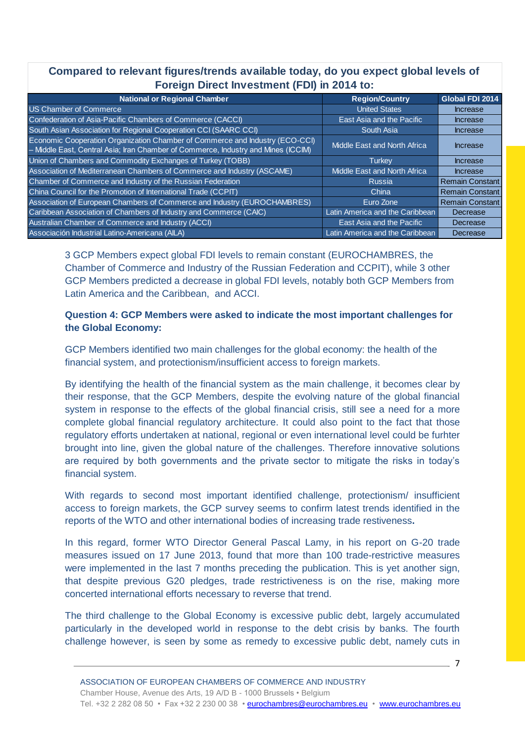**Compared to relevant figures/trends available today, do you expect global levels of Foreign Direct Investment (FDI) in 2014 to:**

| National or Regional Chamber | Region/Country | Global FDI 2014 |
|---|---|---|
| US Chamber of Commerce | United States | Increase |
| Confederation of Asia-Pacific Chambers of Commerce (CACCI) | East Asia and the Pacific | Increase |
| South Asian Association for Regional Cooperation CCI (SAARC CCI) | South Asia | Increase |
| Economic Cooperation Organization Chamber of Commerce and Industry (ECO-CCI) – Middle East, Central Asia; Iran Chamber of Commerce, Industry and Mines (ICCIM) | Middle East and North Africa | Increase |
| Union of Chambers and Commodity Exchanges of Turkey (TOBB) | Turkey | Increase |
| Association of Mediterranean Chambers of Commerce and Industry (ASCAME) | Middle East and North Africa | Increase |
| Chamber of Commerce and Industry of the Russian Federation | Russia | Remain Constant |
| China Council for the Promotion of International Trade (CCPIT) | China | Remain Constant |
| Association of European Chambers of Commerce and Industry (EUROCHAMBRES) | Euro Zone | Remain Constant |
| Caribbean Association of Chambers of Industry and Commerce (CAIC) | Latin America and the Caribbean | Decrease |
| Australian Chamber of Commerce and Industry (ACCI) | East Asia and the Pacific | Decrease |
| Asociación Industrial Latino-Americana (AILA) | Latin America and the Caribbean | Decrease |

3 GCP Members expect global FDI levels to remain constant (EUROCHAMBRES, the Chamber of Commerce and Industry of the Russian Federation and CCPIT), while 3 other GCP Members predicted a decrease in global FDI levels, notably both GCP Members from Latin America and the Caribbean, and ACCI.

**Question 4: GCP Members were asked to indicate the most important challenges for the Global Economy:**

GCP Members identified two main challenges for the global economy: the health of the financial system, and protectionism/insufficient access to foreign markets.

By identifying the health of the financial system as the main challenge, it becomes clear by their response, that the GCP Members, despite the evolving nature of the global financial system in response to the effects of the global financial crisis, still see a need for a more complete global financial regulatory architecture. It could also point to the fact that those regulatory efforts undertaken at national, regional or even international level could be furhter brought into line, given the global nature of the challenges. Therefore innovative solutions are required by both governments and the private sector to mitigate the risks in today's financial system.

With regards to second most important identified challenge, protectionism/ insufficient access to foreign markets, the GCP survey seems to confirm latest trends identified in the reports of the WTO and other international bodies of increasing trade restiveness**.**

In this regard, former WTO Director General Pascal Lamy, in his report on G-20 trade measures issued on 17 June 2013, found that more than 100 trade-restrictive measures were implemented in the last 7 months preceding the publication. This is yet another sign, that despite previous G20 pledges, trade restrictiveness is on the rise, making more concerted international efforts necessary to reverse that trend.

The third challenge to the Global Economy is excessive public debt, largely accumulated particularly in the developed world in response to the debt crisis by banks. The fourth challenge however, is seen by some as remedy to excessive public debt, namely cuts in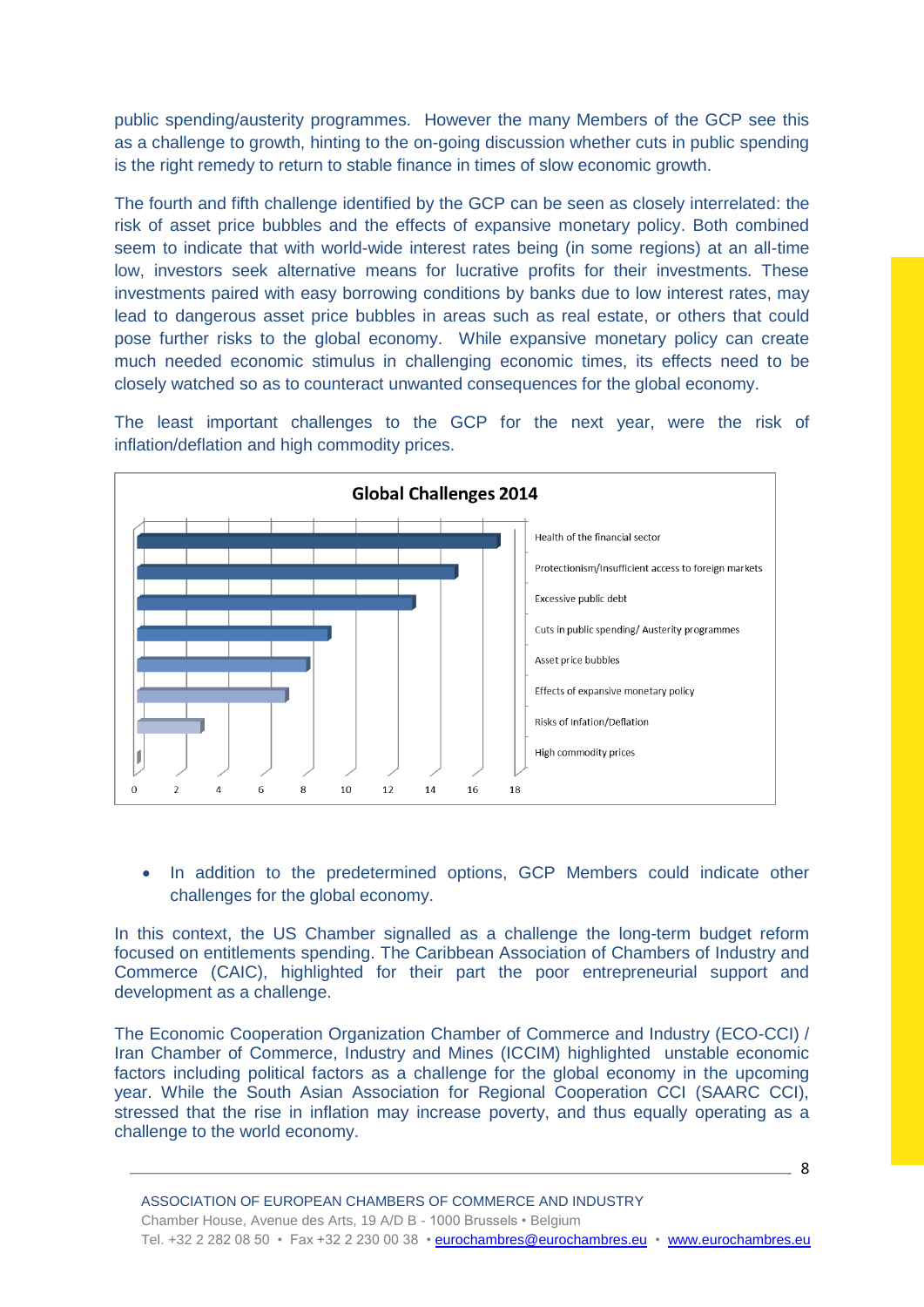public spending/austerity programmes. However the many Members of the GCP see this as a challenge to growth, hinting to the on-going discussion whether cuts in public spending is the right remedy to return to stable finance in times of slow economic growth.

The fourth and fifth challenge identified by the GCP can be seen as closely interrelated: the risk of asset price bubbles and the effects of expansive monetary policy. Both combined seem to indicate that with world-wide interest rates being (in some regions) at an all-time low, investors seek alternative means for lucrative profits for their investments. These investments paired with easy borrowing conditions by banks due to low interest rates, may lead to dangerous asset price bubbles in areas such as real estate, or others that could pose further risks to the global economy. While expansive monetary policy can create much needed economic stimulus in challenging economic times, its effects need to be closely watched so as to counteract unwanted consequences for the global economy.

The least important challenges to the GCP for the next year, were the risk of inflation/deflation and high commodity prices.

**Global Challenges 2014**

- Health of the financial sector
- Protectionism/Insufficient access to foreign markets
- Excessive public debt
- Cuts in public spending/ Austerity programmes
- Asset price bubbles
- Effects of expansive monetary policy
- Risks of Inflation/Deflation
- High commodity prices

- In addition to the predetermined options, GCP Members could indicate other challenges for the global economy.

In this context, the US Chamber signalled as a challenge the long-term budget reform focused on entitlements spending. The Caribbean Association of Chambers of Industry and Commerce (CAIC), highlighted for their part the poor entrepreneurial support and development as a challenge.

The Economic Cooperation Organization Chamber of Commerce and Industry (ECO-CCI) / Iran Chamber of Commerce, Industry and Mines (ICCIM) highlighted unstable economic factors including political factors as a challenge for the global economy in the upcoming year. While the South Asian Association for Regional Cooperation CCI (SAARC CCI), stressed that the rise in inflation may increase poverty, and thus equally operating as a challenge to the world economy.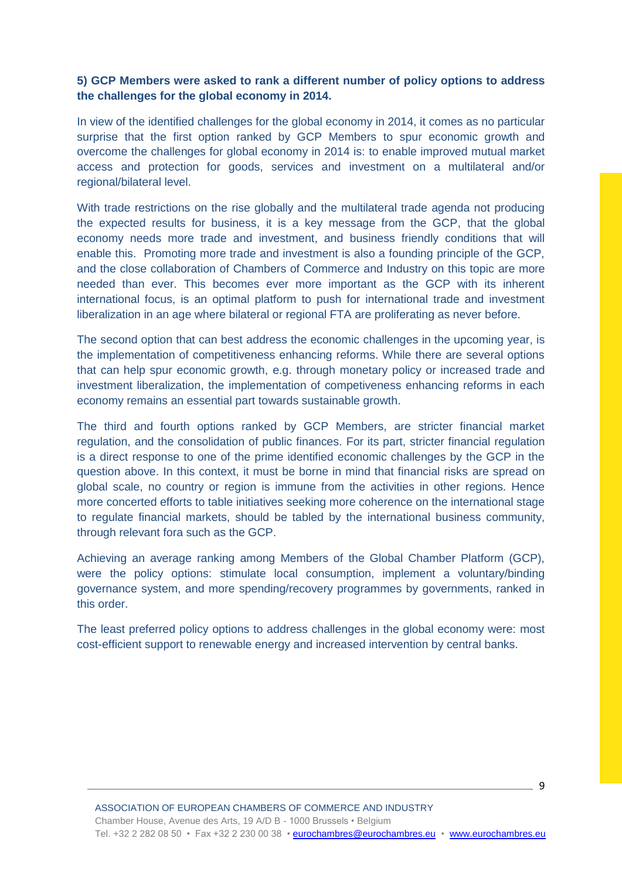**5) GCP Members were asked to rank a different number of policy options to address the challenges for the global economy in 2014.**

In view of the identified challenges for the global economy in 2014, it comes as no particular surprise that the first option ranked by GCP Members to spur economic growth and overcome the challenges for global economy in 2014 is: to enable improved mutual market access and protection for goods, services and investment on a multilateral and/or regional/bilateral level.

With trade restrictions on the rise globally and the multilateral trade agenda not producing the expected results for business, it is a key message from the GCP, that the global economy needs more trade and investment, and business friendly conditions that will enable this. Promoting more trade and investment is also a founding principle of the GCP, and the close collaboration of Chambers of Commerce and Industry on this topic are more needed than ever. This becomes ever more important as the GCP with its inherent international focus, is an optimal platform to push for international trade and investment liberalization in an age where bilateral or regional FTA are proliferating as never before.

The second option that can best address the economic challenges in the upcoming year, is the implementation of competitiveness enhancing reforms. While there are several options that can help spur economic growth, e.g. through monetary policy or increased trade and investment liberalization, the implementation of competiveness enhancing reforms in each economy remains an essential part towards sustainable growth.

The third and fourth options ranked by GCP Members, are stricter financial market regulation, and the consolidation of public finances. For its part, stricter financial regulation is a direct response to one of the prime identified economic challenges by the GCP in the question above. In this context, it must be borne in mind that financial risks are spread on global scale, no country or region is immune from the activities in other regions. Hence more concerted efforts to table initiatives seeking more coherence on the international stage to regulate financial markets, should be tabled by the international business community, through relevant fora such as the GCP.

Achieving an average ranking among Members of the Global Chamber Platform (GCP), were the policy options: stimulate local consumption, implement a voluntary/binding governance system, and more spending/recovery programmes by governments, ranked in this order.

The least preferred policy options to address challenges in the global economy were: most cost-efficient support to renewable energy and increased intervention by central banks.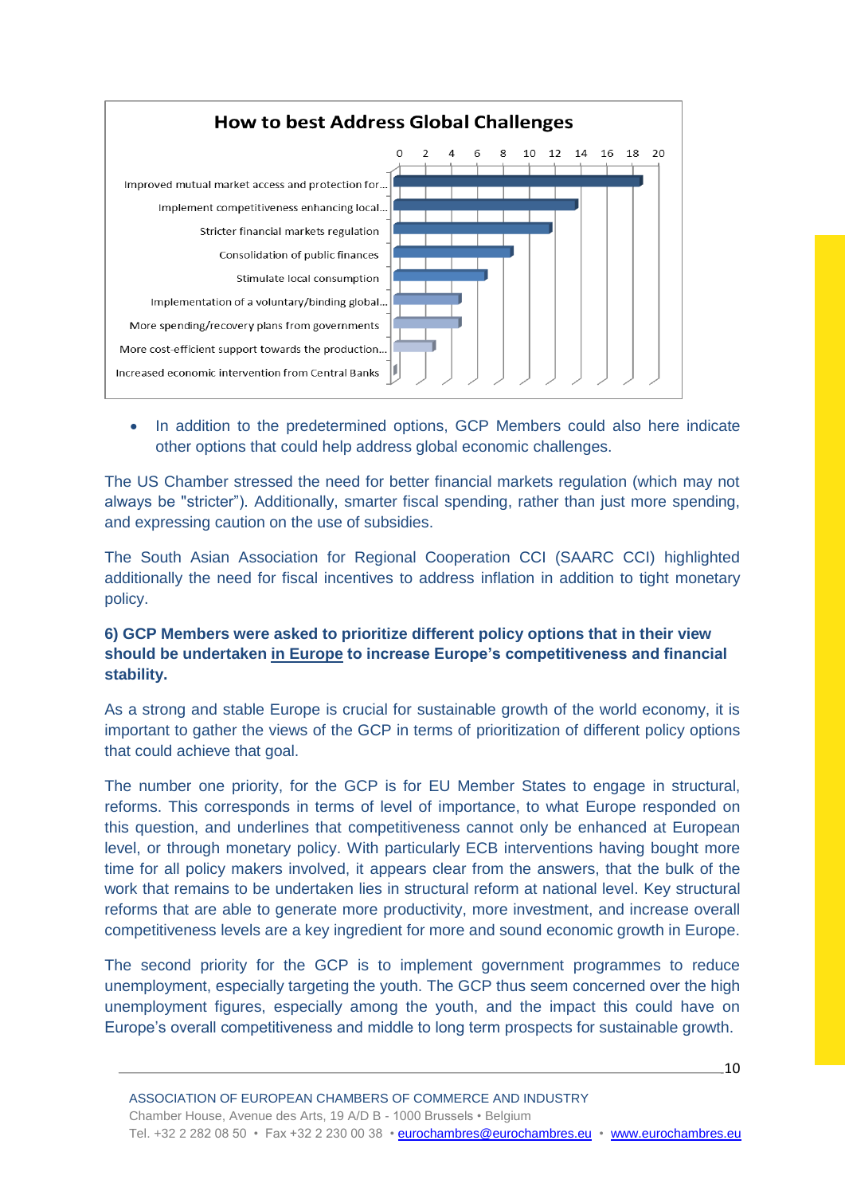**How to best Address Global Challenges**

| Option | Value (approx.) |
|---|---|
| Improved mutual market access and protection for... | 19 |
| Implement competitiveness enhancing local... | 14 |
| Stricter financial markets regulation | 12 |
| Consolidation of public finances | 9 |
| Stimulate local consumption | 7 |
| Implementation of a voluntary/binding global... | 5 |
| More spending/recovery plans from governments | 5 |
| More cost-efficient support towards the production... | 3 |
| Increased economic intervention from Central Banks | 0 |

- In addition to the predetermined options, GCP Members could also here indicate other options that could help address global economic challenges.

The US Chamber stressed the need for better financial markets regulation (which may not always be "stricter"). Additionally, smarter fiscal spending, rather than just more spending, and expressing caution on the use of subsidies.

The South Asian Association for Regional Cooperation CCI (SAARC CCI) highlighted additionally the need for fiscal incentives to address inflation in addition to tight monetary policy.

**6) GCP Members were asked to prioritize different policy options that in their view should be undertaken in Europe to increase Europe's competitiveness and financial stability.**

As a strong and stable Europe is crucial for sustainable growth of the world economy, it is important to gather the views of the GCP in terms of prioritization of different policy options that could achieve that goal.

The number one priority, for the GCP is for EU Member States to engage in structural, reforms. This corresponds in terms of level of importance, to what Europe responded on this question, and underlines that competitiveness cannot only be enhanced at European level, or through monetary policy. With particularly ECB interventions having bought more time for all policy makers involved, it appears clear from the answers, that the bulk of the work that remains to be undertaken lies in structural reform at national level. Key structural reforms that are able to generate more productivity, more investment, and increase overall competitiveness levels are a key ingredient for more and sound economic growth in Europe.

The second priority for the GCP is to implement government programmes to reduce unemployment, especially targeting the youth. The GCP thus seem concerned over the high unemployment figures, especially among the youth, and the impact this could have on Europe's overall competitiveness and middle to long term prospects for sustainable growth.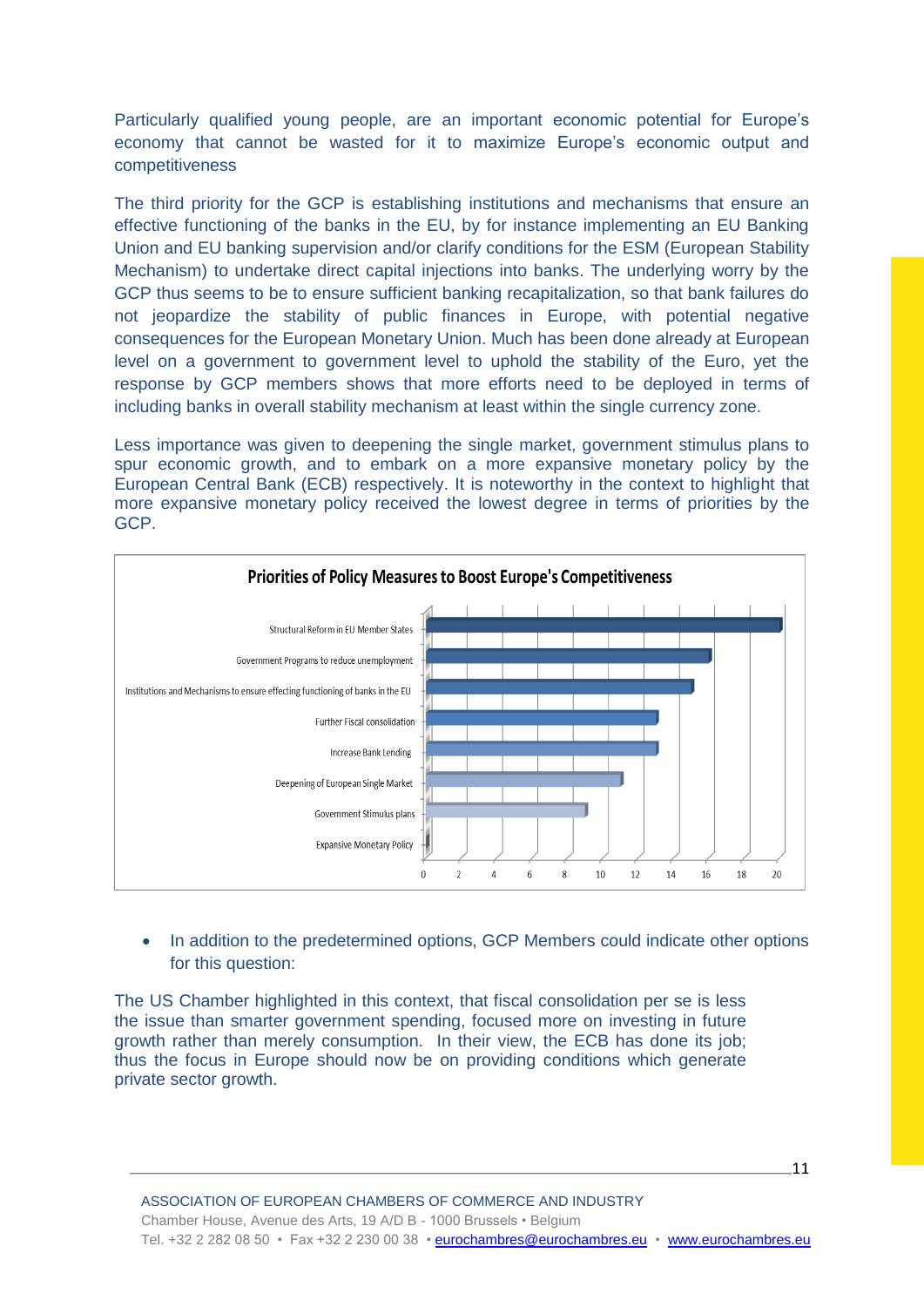Particularly qualified young people, are an important economic potential for Europe's economy that cannot be wasted for it to maximize Europe's economic output and competitiveness

The third priority for the GCP is establishing institutions and mechanisms that ensure an effective functioning of the banks in the EU, by for instance implementing an EU Banking Union and EU banking supervision and/or clarify conditions for the ESM (European Stability Mechanism) to undertake direct capital injections into banks. The underlying worry by the GCP thus seems to be to ensure sufficient banking recapitalization, so that bank failures do not jeopardize the stability of public finances in Europe, with potential negative consequences for the European Monetary Union. Much has been done already at European level on a government to government level to uphold the stability of the Euro, yet the response by GCP members shows that more efforts need to be deployed in terms of including banks in overall stability mechanism at least within the single currency zone.

Less importance was given to deepening the single market, government stimulus plans to spur economic growth, and to embark on a more expansive monetary policy by the European Central Bank (ECB) respectively. It is noteworthy in the context to highlight that more expansive monetary policy received the lowest degree in terms of priorities by the GCP.

**Priorities of Policy Measures to Boost Europe's Competitiveness**

| Policy measure | Value |
|---|---|
| Structural Reform in EU Member States | 20 |
| Government Programs to reduce unemployment | 16 |
| Institutions and Mechanisms to ensure effecting functioning of banks in the EU | 15 |
| Further Fiscal consolidation | 13 |
| Increase Bank Lending | 13 |
| Deepening of European Single Market | 11 |
| Government Stimulus plans | 9 |
| Expansive Monetary Policy | 0 |

- In addition to the predetermined options, GCP Members could indicate other options for this question:

The US Chamber highlighted in this context, that fiscal consolidation per se is less the issue than smarter government spending, focused more on investing in future growth rather than merely consumption. In their view, the ECB has done its job; thus the focus in Europe should now be on providing conditions which generate private sector growth.

ASSOCIATION OF EUROPEAN CHAMBERS OF COMMERCE AND INDUSTRY
Chamber House, Avenue des Arts, 19 A/D B - 1000 Brussels • Belgium
Tel. +32 2 282 08 50 • Fax +32 2 230 00 38 • eurochambres@eurochambres.eu • www.eurochambres.eu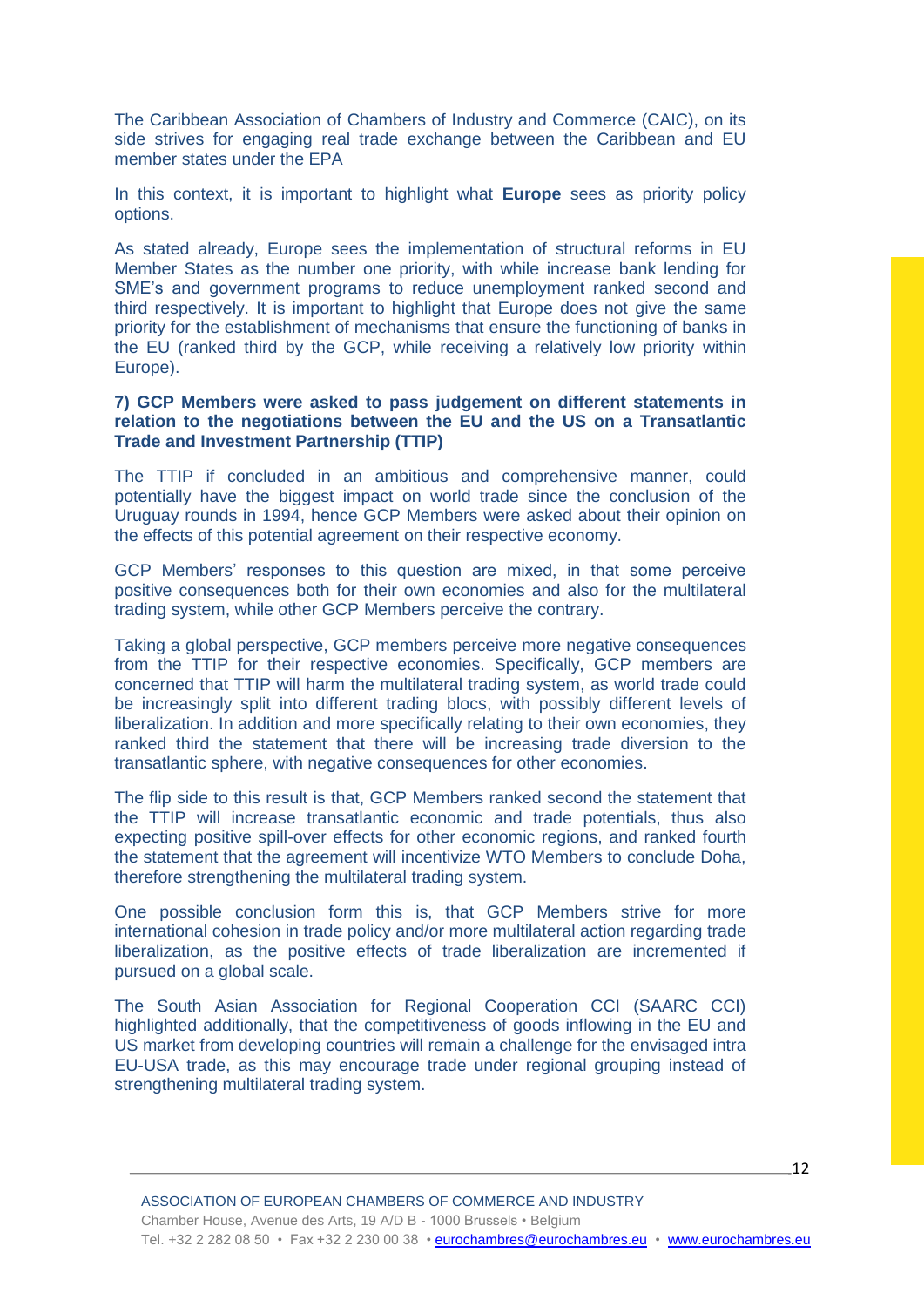The Caribbean Association of Chambers of Industry and Commerce (CAIC), on its side strives for engaging real trade exchange between the Caribbean and EU member states under the EPA

In this context, it is important to highlight what **Europe** sees as priority policy options.

As stated already, Europe sees the implementation of structural reforms in EU Member States as the number one priority, with while increase bank lending for SME's and government programs to reduce unemployment ranked second and third respectively. It is important to highlight that Europe does not give the same priority for the establishment of mechanisms that ensure the functioning of banks in the EU (ranked third by the GCP, while receiving a relatively low priority within Europe).

**7) GCP Members were asked to pass judgement on different statements in relation to the negotiations between the EU and the US on a Transatlantic Trade and Investment Partnership (TTIP)**

The TTIP if concluded in an ambitious and comprehensive manner, could potentially have the biggest impact on world trade since the conclusion of the Uruguay rounds in 1994, hence GCP Members were asked about their opinion on the effects of this potential agreement on their respective economy.

GCP Members' responses to this question are mixed, in that some perceive positive consequences both for their own economies and also for the multilateral trading system, while other GCP Members perceive the contrary.

Taking a global perspective, GCP members perceive more negative consequences from the TTIP for their respective economies. Specifically, GCP members are concerned that TTIP will harm the multilateral trading system, as world trade could be increasingly split into different trading blocs, with possibly different levels of liberalization. In addition and more specifically relating to their own economies, they ranked third the statement that there will be increasing trade diversion to the transatlantic sphere, with negative consequences for other economies.

The flip side to this result is that, GCP Members ranked second the statement that the TTIP will increase transatlantic economic and trade potentials, thus also expecting positive spill-over effects for other economic regions, and ranked fourth the statement that the agreement will incentivize WTO Members to conclude Doha, therefore strengthening the multilateral trading system.

One possible conclusion form this is, that GCP Members strive for more international cohesion in trade policy and/or more multilateral action regarding trade liberalization, as the positive effects of trade liberalization are incremented if pursued on a global scale.

The South Asian Association for Regional Cooperation CCI (SAARC CCI) highlighted additionally, that the competitiveness of goods inflowing in the EU and US market from developing countries will remain a challenge for the envisaged intra EU-USA trade, as this may encourage trade under regional grouping instead of strengthening multilateral trading system.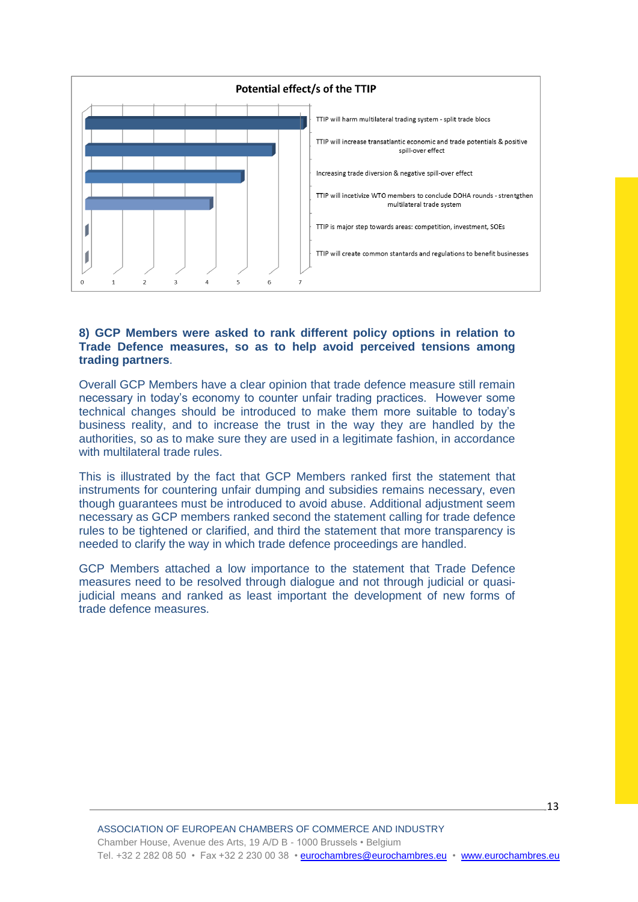**Potential effect/s of the TTIP**

| Statement | Value |
|---|---|
| TTIP will harm multilateral trading system - split trade blocs | 7 |
| TTIP will increase transatlantic economic and trade potentials & positive spill-over effect | 6 |
| Increasing trade diversion & negative spill-over effect | 5 |
| TTIP will incetivize WTO members to conclude DOHA rounds - strentgthen multilateral trade system | 4 |
| TTIP is major step towards areas: competition, investment, SOEs | 0 |
| TTIP will create common stantards and regulations to benefit businesses | 0 |

**8) GCP Members were asked to rank different policy options in relation to Trade Defence measures, so as to help avoid perceived tensions among trading partners**.

Overall GCP Members have a clear opinion that trade defence measure still remain necessary in today's economy to counter unfair trading practices. However some technical changes should be introduced to make them more suitable to today's business reality, and to increase the trust in the way they are handled by the authorities, so as to make sure they are used in a legitimate fashion, in accordance with multilateral trade rules.

This is illustrated by the fact that GCP Members ranked first the statement that instruments for countering unfair dumping and subsidies remains necessary, even though guarantees must be introduced to avoid abuse. Additional adjustment seem necessary as GCP members ranked second the statement calling for trade defence rules to be tightened or clarified, and third the statement that more transparency is needed to clarify the way in which trade defence proceedings are handled.

GCP Members attached a low importance to the statement that Trade Defence measures need to be resolved through dialogue and not through judicial or quasi-judicial means and ranked as least important the development of new forms of trade defence measures.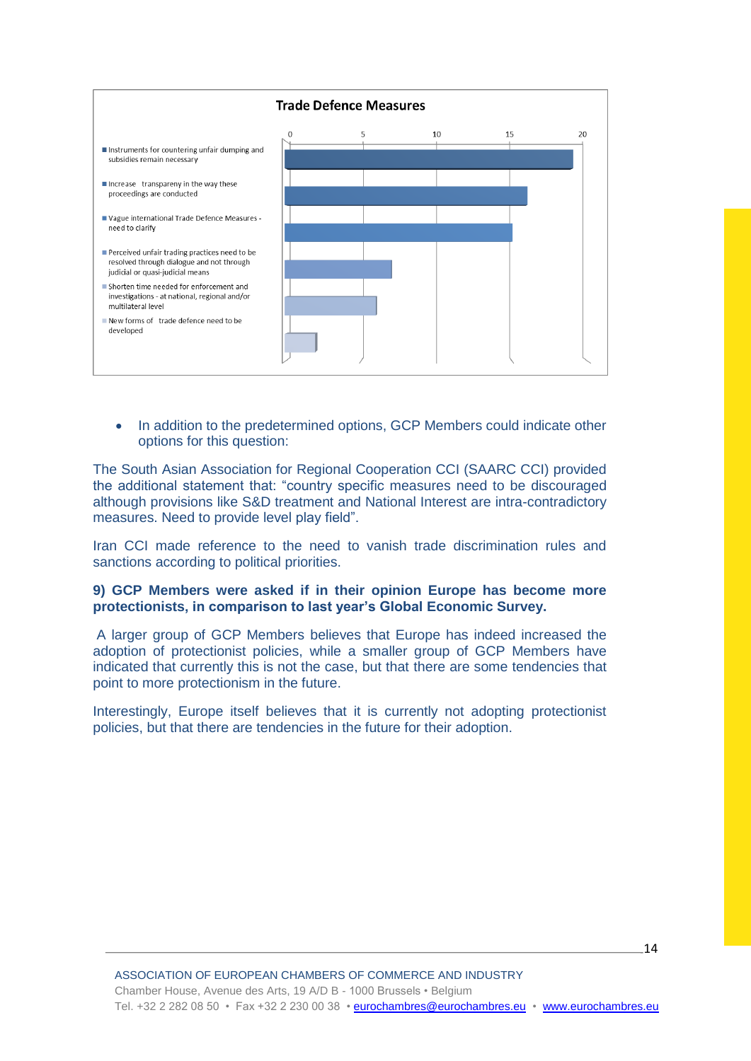**Trade Defence Measures**

| Option | Value (approx.) |
| --- | --- |
| Instruments for countering unfair dumping and subsidies remain necessary | 20 |
| Increase transpareny in the way these proceedings are conducted | 17 |
| Vague international Trade Defence Measures - need to clarify | 16 |
| Perceived unfair trading practices need to be resolved through dialogue and not through judicial or quasi-judicial means | 7 |
| Shorten time needed for enforcement and investigations - at national, regional and/or multilateral level | 6 |
| New forms of trade defence need to be developed | 2 |

- In addition to the predetermined options, GCP Members could indicate other options for this question:

The South Asian Association for Regional Cooperation CCI (SAARC CCI) provided the additional statement that: "country specific measures need to be discouraged although provisions like S&D treatment and National Interest are intra-contradictory measures. Need to provide level play field".

Iran CCI made reference to the need to vanish trade discrimination rules and sanctions according to political priorities.

**9) GCP Members were asked if in their opinion Europe has become more protectionists, in comparison to last year's Global Economic Survey.**

A larger group of GCP Members believes that Europe has indeed increased the adoption of protectionist policies, while a smaller group of GCP Members have indicated that currently this is not the case, but that there are some tendencies that point to more protectionism in the future.

Interestingly, Europe itself believes that it is currently not adopting protectionist policies, but that there are tendencies in the future for their adoption.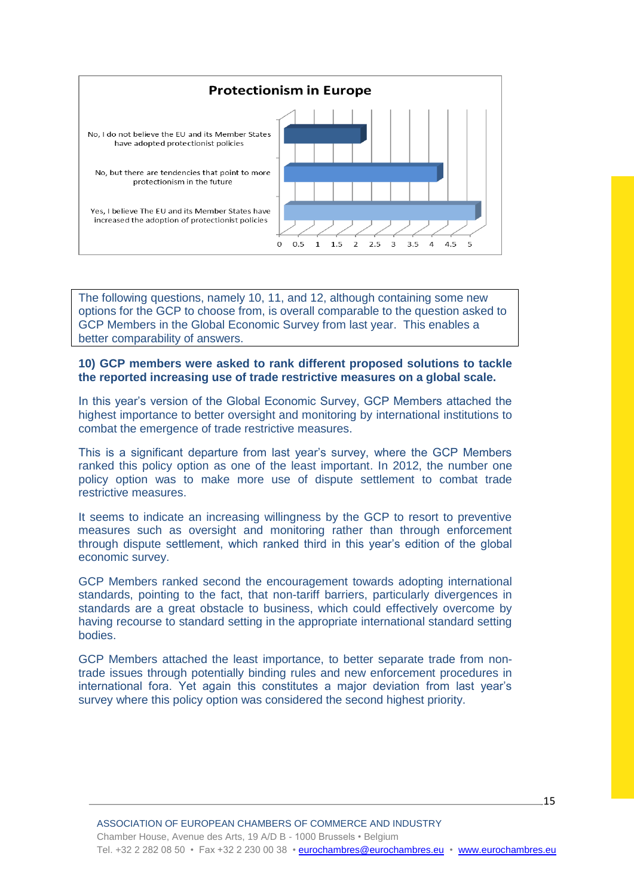**Protectionism in Europe**

| | |
|---|---|
| No, I do not believe the EU and its Member States have adopted protectionist policies | ~2 |
| No, but there are tendencies that point to more protectionism in the future | ~4 |
| Yes, I believe The EU and its Member States have increased the adoption of protectionist policies | ~5 |

The following questions, namely 10, 11, and 12, although containing some new options for the GCP to choose from, is overall comparable to the question asked to GCP Members in the Global Economic Survey from last year. This enables a better comparability of answers.

**10) GCP members were asked to rank different proposed solutions to tackle the reported increasing use of trade restrictive measures on a global scale.**

In this year's version of the Global Economic Survey, GCP Members attached the highest importance to better oversight and monitoring by international institutions to combat the emergence of trade restrictive measures.

This is a significant departure from last year's survey, where the GCP Members ranked this policy option as one of the least important. In 2012, the number one policy option was to make more use of dispute settlement to combat trade restrictive measures.

It seems to indicate an increasing willingness by the GCP to resort to preventive measures such as oversight and monitoring rather than through enforcement through dispute settlement, which ranked third in this year's edition of the global economic survey.

GCP Members ranked second the encouragement towards adopting international standards, pointing to the fact, that non-tariff barriers, particularly divergences in standards are a great obstacle to business, which could effectively overcome by having recourse to standard setting in the appropriate international standard setting bodies.

GCP Members attached the least importance, to better separate trade from non-trade issues through potentially binding rules and new enforcement procedures in international fora. Yet again this constitutes a major deviation from last year's survey where this policy option was considered the second highest priority.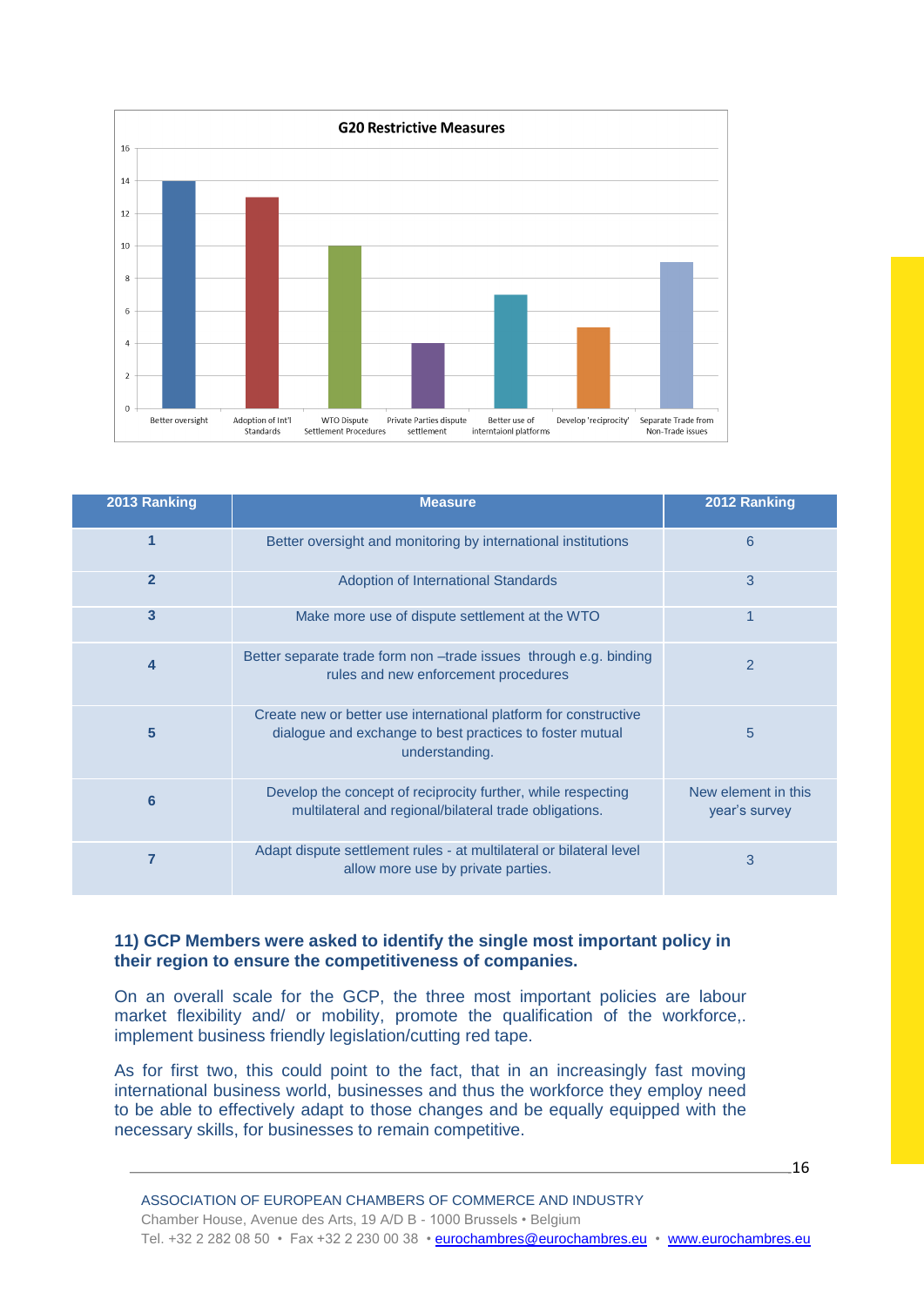**G20 Restrictive Measures**

| Measure | Value |
|---|---|
| Better oversight | 14 |
| Adoption of Int'l Standards | 13 |
| WTO Dispute Settlement Procedures | 10 |
| Private Parties dispute settlement | 4 |
| Better use of interntaionl platforms | 7 |
| Develop 'reciprocity' | 5 |
| Separate Trade from Non-Trade issues | 9 |

| 2013 Ranking | Measure | 2012 Ranking |
|---|---|---|
| 1 | Better oversight and monitoring by international institutions | 6 |
| 2 | Adoption of International Standards | 3 |
| 3 | Make more use of dispute settlement at the WTO | 1 |
| 4 | Better separate trade form non –trade issues through e.g. binding rules and new enforcement procedures | 2 |
| 5 | Create new or better use international platform for constructive dialogue and exchange to best practices to foster mutual understanding. | 5 |
| 6 | Develop the concept of reciprocity further, while respecting multilateral and regional/bilateral trade obligations. | New element in this year's survey |
| 7 | Adapt dispute settlement rules - at multilateral or bilateral level allow more use by private parties. | 3 |

**11) GCP Members were asked to identify the single most important policy in their region to ensure the competitiveness of companies.**

On an overall scale for the GCP, the three most important policies are labour market flexibility and/ or mobility, promote the qualification of the workforce,. implement business friendly legislation/cutting red tape.

As for first two, this could point to the fact, that in an increasingly fast moving international business world, businesses and thus the workforce they employ need to be able to effectively adapt to those changes and be equally equipped with the necessary skills, for businesses to remain competitive.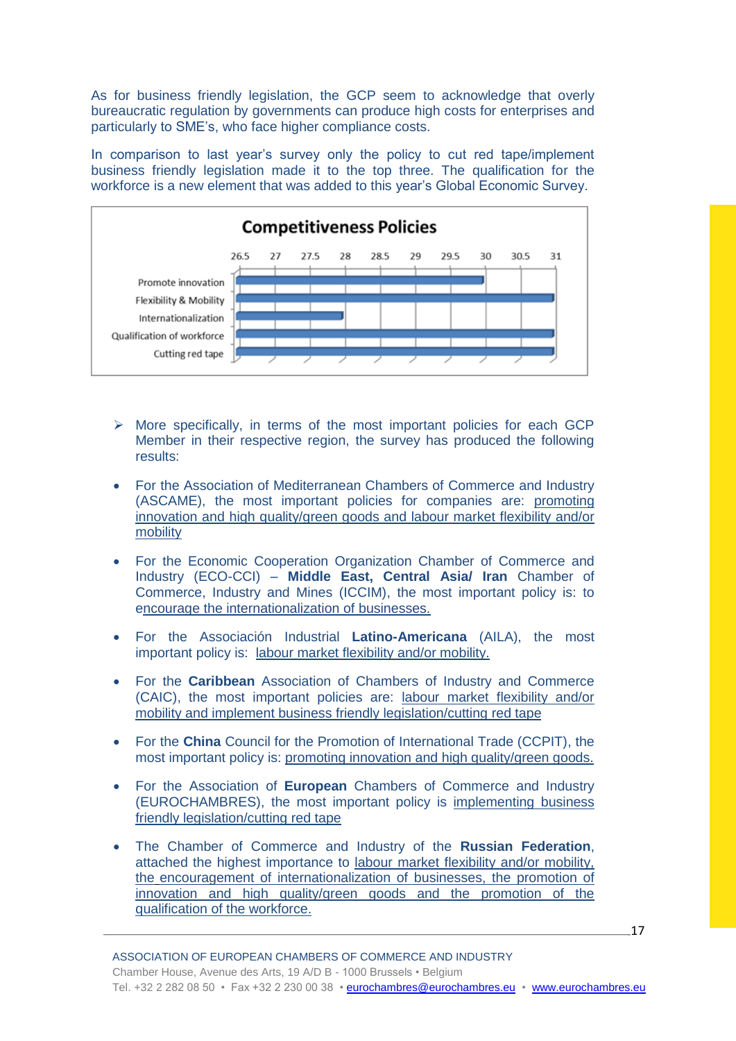As for business friendly legislation, the GCP seem to acknowledge that overly bureaucratic regulation by governments can produce high costs for enterprises and particularly to SME's, who face higher compliance costs.

In comparison to last year's survey only the policy to cut red tape/implement business friendly legislation made it to the top three. The qualification for the workforce is a new element that was added to this year's Global Economic Survey.

**Competitiveness Policies**

| Policy | Value (approx.) |
|---|---|
| Promote innovation | 30 |
| Flexibility & Mobility | 31 |
| Internationalization | 28 |
| Qualification of workforce | 31 |
| Cutting red tape | 31 |

- ➢ More specifically, in terms of the most important policies for each GCP Member in their respective region, the survey has produced the following results:

- For the Association of Mediterranean Chambers of Commerce and Industry (ASCAME), the most important policies for companies are: promoting innovation and high quality/green goods and labour market flexibility and/or mobility

- For the Economic Cooperation Organization Chamber of Commerce and Industry (ECO-CCI) – **Middle East, Central Asia/ Iran** Chamber of Commerce, Industry and Mines (ICCIM), the most important policy is: to encourage the internationalization of businesses.

- For the Associación Industrial **Latino-Americana** (AILA), the most important policy is: labour market flexibility and/or mobility.

- For the **Caribbean** Association of Chambers of Industry and Commerce (CAIC), the most important policies are: labour market flexibility and/or mobility and implement business friendly legislation/cutting red tape

- For the **China** Council for the Promotion of International Trade (CCPIT), the most important policy is: promoting innovation and high quality/green goods.

- For the Association of **European** Chambers of Commerce and Industry (EUROCHAMBRES), the most important policy is implementing business friendly legislation/cutting red tape

- The Chamber of Commerce and Industry of the **Russian Federation**, attached the highest importance to labour market flexibility and/or mobility, the encouragement of internationalization of businesses, the promotion of innovation and high quality/green goods and the promotion of the qualification of the workforce.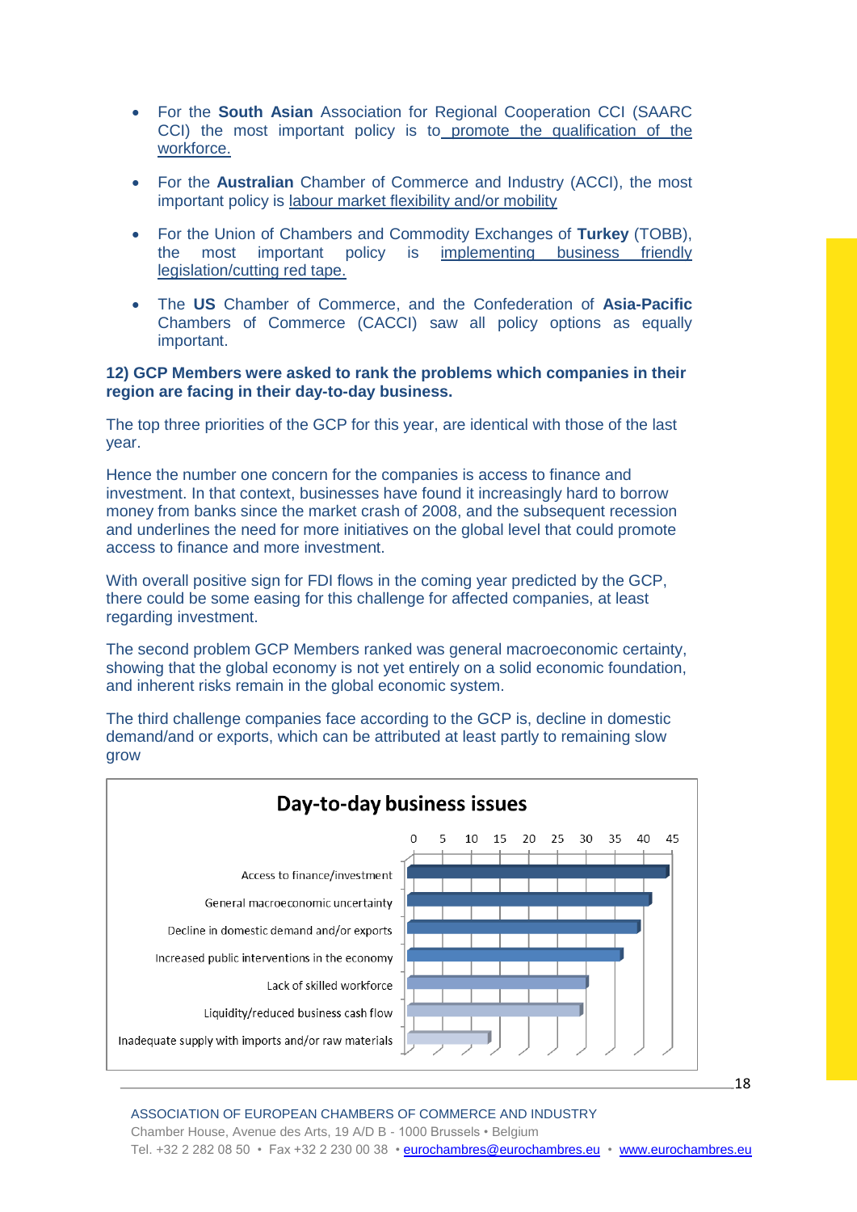- For the **South Asian** Association for Regional Cooperation CCI (SAARC CCI) the most important policy is to promote the qualification of the workforce.

- For the **Australian** Chamber of Commerce and Industry (ACCI), the most important policy is labour market flexibility and/or mobility

- For the Union of Chambers and Commodity Exchanges of **Turkey** (TOBB), the most important policy is implementing business friendly legislation/cutting red tape.

- The **US** Chamber of Commerce, and the Confederation of **Asia-Pacific** Chambers of Commerce (CACCI) saw all policy options as equally important.

**12) GCP Members were asked to rank the problems which companies in their region are facing in their day-to-day business.**

The top three priorities of the GCP for this year, are identical with those of the last year.

Hence the number one concern for the companies is access to finance and investment. In that context, businesses have found it increasingly hard to borrow money from banks since the market crash of 2008, and the subsequent recession and underlines the need for more initiatives on the global level that could promote access to finance and more investment.

With overall positive sign for FDI flows in the coming year predicted by the GCP, there could be some easing for this challenge for affected companies, at least regarding investment.

The second problem GCP Members ranked was general macroeconomic certainty, showing that the global economy is not yet entirely on a solid economic foundation, and inherent risks remain in the global economic system.

The third challenge companies face according to the GCP is, decline in domestic demand/and or exports, which can be attributed at least partly to remaining slow grow

**Day-to-day business issues**

- Access to finance/investment
- General macroeconomic uncertainty
- Decline in domestic demand and/or exports
- Increased public interventions in the economy
- Lack of skilled workforce
- Liquidity/reduced business cash flow
- Inadequate supply with imports and/or raw materials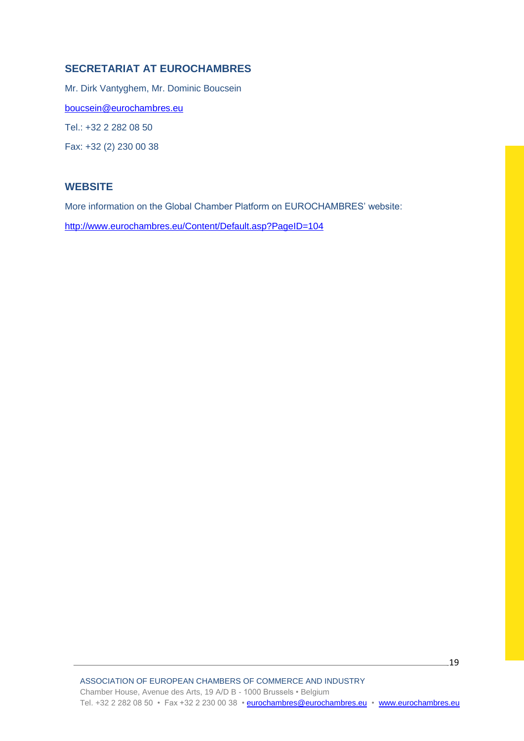## SECRETARIAT AT EUROCHAMBRES

Mr. Dirk Vantyghem, Mr. Dominic Boucsein

boucsein@eurochambres.eu

Tel.: +32 2 282 08 50

Fax: +32 (2) 230 00 38

## WEBSITE

More information on the Global Chamber Platform on EUROCHAMBRES' website:

http://www.eurochambres.eu/Content/Default.asp?PageID=104